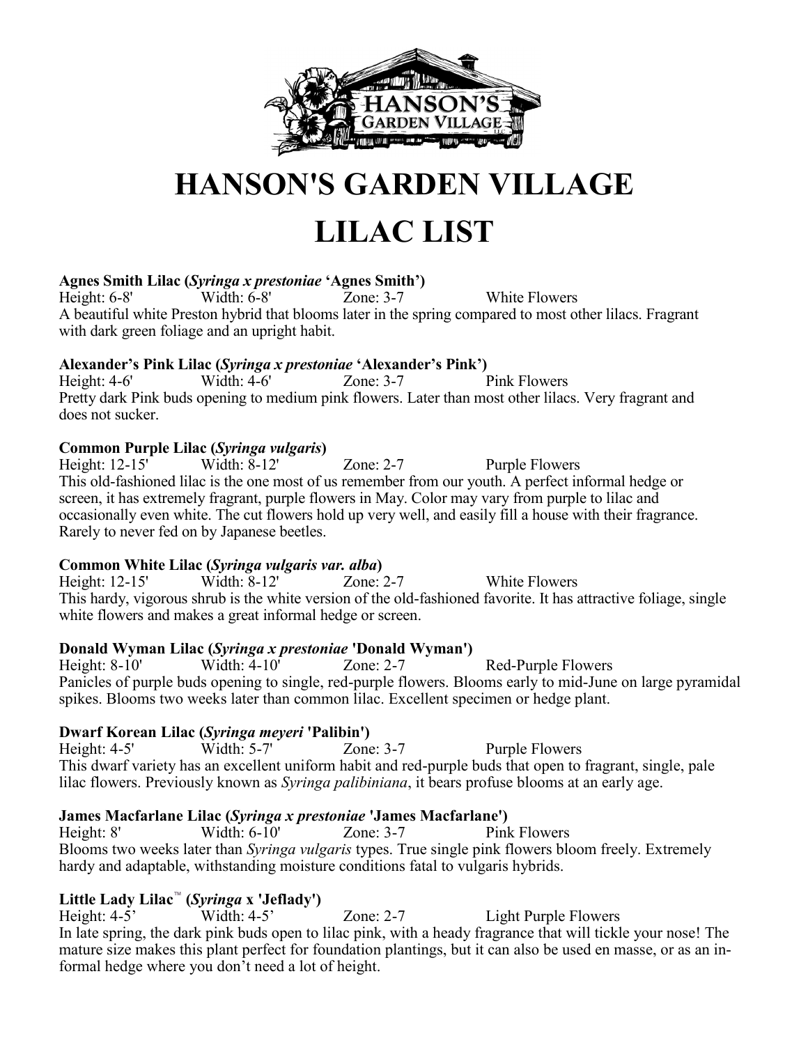# HANSON'S GARDEN VILLAGE

# LILAC LIST

**Agnes Smith Lilac (*Syringa x prestoniae* 'Agnes Smith')**
Height: 6-8' Width: 6-8' Zone: 3-7 White Flowers
A beautiful white Preston hybrid that blooms later in the spring compared to most other lilacs. Fragrant with dark green foliage and an upright habit.

**Alexander's Pink Lilac (*Syringa x prestoniae* 'Alexander's Pink')**
Height: 4-6' Width: 4-6' Zone: 3-7 Pink Flowers
Pretty dark Pink buds opening to medium pink flowers. Later than most other lilacs. Very fragrant and does not sucker.

**Common Purple Lilac (*Syringa vulgaris*)**
Height: 12-15' Width: 8-12' Zone: 2-7 Purple Flowers
This old-fashioned lilac is the one most of us remember from our youth. A perfect informal hedge or screen, it has extremely fragrant, purple flowers in May. Color may vary from purple to lilac and occasionally even white. The cut flowers hold up very well, and easily fill a house with their fragrance. Rarely to never fed on by Japanese beetles.

**Common White Lilac (*Syringa vulgaris var. alba*)**
Height: 12-15' Width: 8-12' Zone: 2-7 White Flowers
This hardy, vigorous shrub is the white version of the old-fashioned favorite. It has attractive foliage, single white flowers and makes a great informal hedge or screen.

**Donald Wyman Lilac (*Syringa x prestoniae* 'Donald Wyman')**
Height: 8-10' Width: 4-10' Zone: 2-7 Red-Purple Flowers
Panicles of purple buds opening to single, red-purple flowers. Blooms early to mid-June on large pyramidal spikes. Blooms two weeks later than common lilac. Excellent specimen or hedge plant.

**Dwarf Korean Lilac (*Syringa meyeri* 'Palibin')**
Height: 4-5' Width: 5-7' Zone: 3-7 Purple Flowers
This dwarf variety has an excellent uniform habit and red-purple buds that open to fragrant, single, pale lilac flowers. Previously known as *Syringa palibiniana*, it bears profuse blooms at an early age.

**James Macfarlane Lilac (*Syringa x prestoniae* 'James Macfarlane')**
Height: 8' Width: 6-10' Zone: 3-7 Pink Flowers
Blooms two weeks later than *Syringa vulgaris* types. True single pink flowers bloom freely. Extremely hardy and adaptable, withstanding moisture conditions fatal to vulgaris hybrids.

**Little Lady Lilac™ (*Syringa* x 'Jeflady')**
Height: 4-5' Width: 4-5' Zone: 2-7 Light Purple Flowers
In late spring, the dark pink buds open to lilac pink, with a heady fragrance that will tickle your nose! The mature size makes this plant perfect for foundation plantings, but it can also be used en masse, or as an informal hedge where you don't need a lot of height.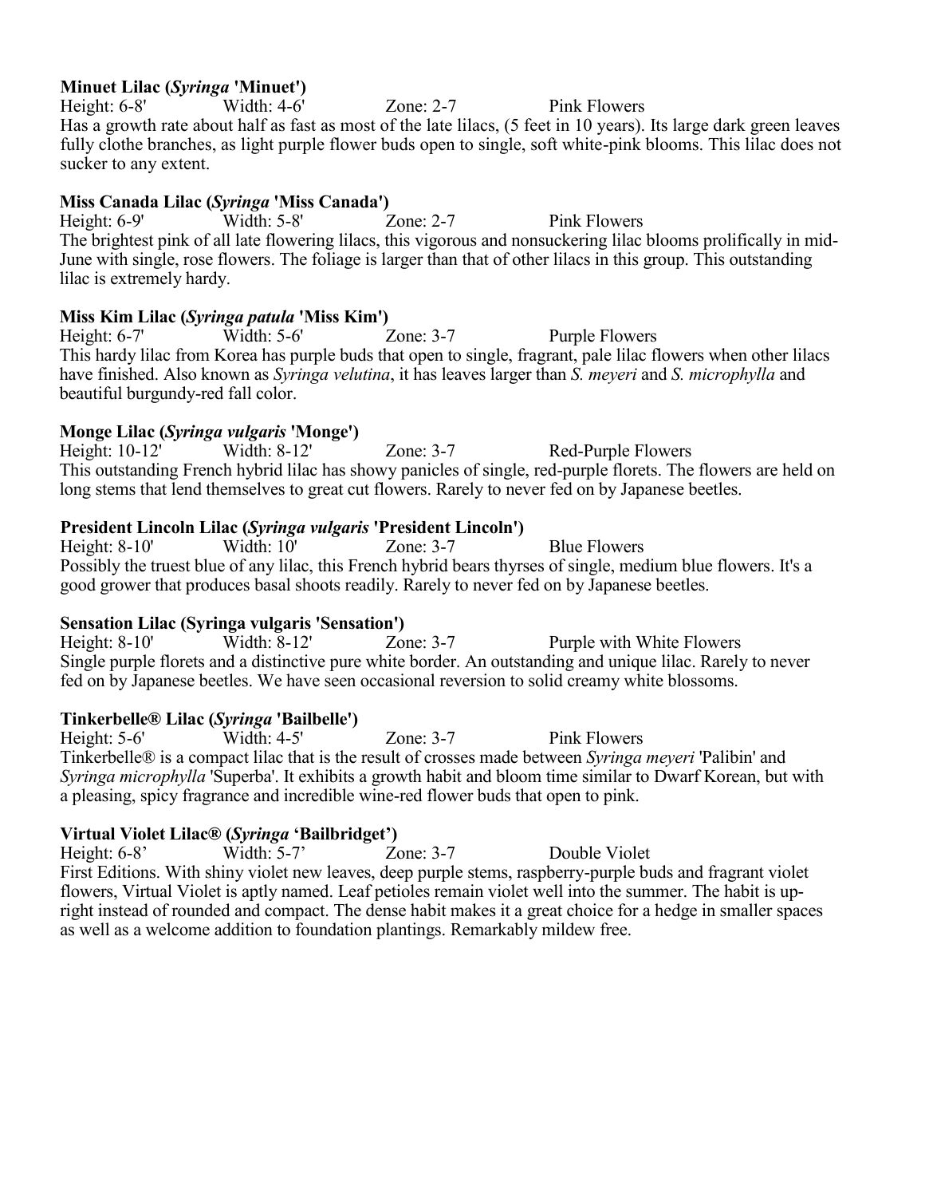**Minuet Lilac (*Syringa* 'Minuet')**

Height: 6-8' Width: 4-6' Zone: 2-7 Pink Flowers

Has a growth rate about half as fast as most of the late lilacs, (5 feet in 10 years). Its large dark green leaves fully clothe branches, as light purple flower buds open to single, soft white-pink blooms. This lilac does not sucker to any extent.

**Miss Canada Lilac (*Syringa* 'Miss Canada')**

Height: 6-9' Width: 5-8' Zone: 2-7 Pink Flowers

The brightest pink of all late flowering lilacs, this vigorous and nonsuckering lilac blooms prolifically in mid-June with single, rose flowers. The foliage is larger than that of other lilacs in this group. This outstanding lilac is extremely hardy.

**Miss Kim Lilac (*Syringa patula* 'Miss Kim')**

Height: 6-7' Width: 5-6' Zone: 3-7 Purple Flowers

This hardy lilac from Korea has purple buds that open to single, fragrant, pale lilac flowers when other lilacs have finished. Also known as *Syringa velutina*, it has leaves larger than *S. meyeri* and *S. microphylla* and beautiful burgundy-red fall color.

**Monge Lilac (*Syringa vulgaris* 'Monge')**

Height: 10-12' Width: 8-12' Zone: 3-7 Red-Purple Flowers

This outstanding French hybrid lilac has showy panicles of single, red-purple florets. The flowers are held on long stems that lend themselves to great cut flowers. Rarely to never fed on by Japanese beetles.

**President Lincoln Lilac (*Syringa vulgaris* 'President Lincoln')**

Height: 8-10' Width: 10' Zone: 3-7 Blue Flowers

Possibly the truest blue of any lilac, this French hybrid bears thyrses of single, medium blue flowers. It's a good grower that produces basal shoots readily. Rarely to never fed on by Japanese beetles.

**Sensation Lilac (Syringa vulgaris 'Sensation')**

Height: 8-10' Width: 8-12' Zone: 3-7 Purple with White Flowers

Single purple florets and a distinctive pure white border. An outstanding and unique lilac. Rarely to never fed on by Japanese beetles. We have seen occasional reversion to solid creamy white blossoms.

**Tinkerbelle® Lilac (*Syringa* 'Bailbelle')**

Height: 5-6' Width: 4-5' Zone: 3-7 Pink Flowers

Tinkerbelle® is a compact lilac that is the result of crosses made between *Syringa meyeri* 'Palibin' and *Syringa microphylla* 'Superba'. It exhibits a growth habit and bloom time similar to Dwarf Korean, but with a pleasing, spicy fragrance and incredible wine-red flower buds that open to pink.

**Virtual Violet Lilac® (*Syringa* 'Bailbridget')**

Height: 6-8' Width: 5-7' Zone: 3-7 Double Violet

First Editions. With shiny violet new leaves, deep purple stems, raspberry-purple buds and fragrant violet flowers, Virtual Violet is aptly named. Leaf petioles remain violet well into the summer. The habit is upright instead of rounded and compact. The dense habit makes it a great choice for a hedge in smaller spaces as well as a welcome addition to foundation plantings. Remarkably mildew free.